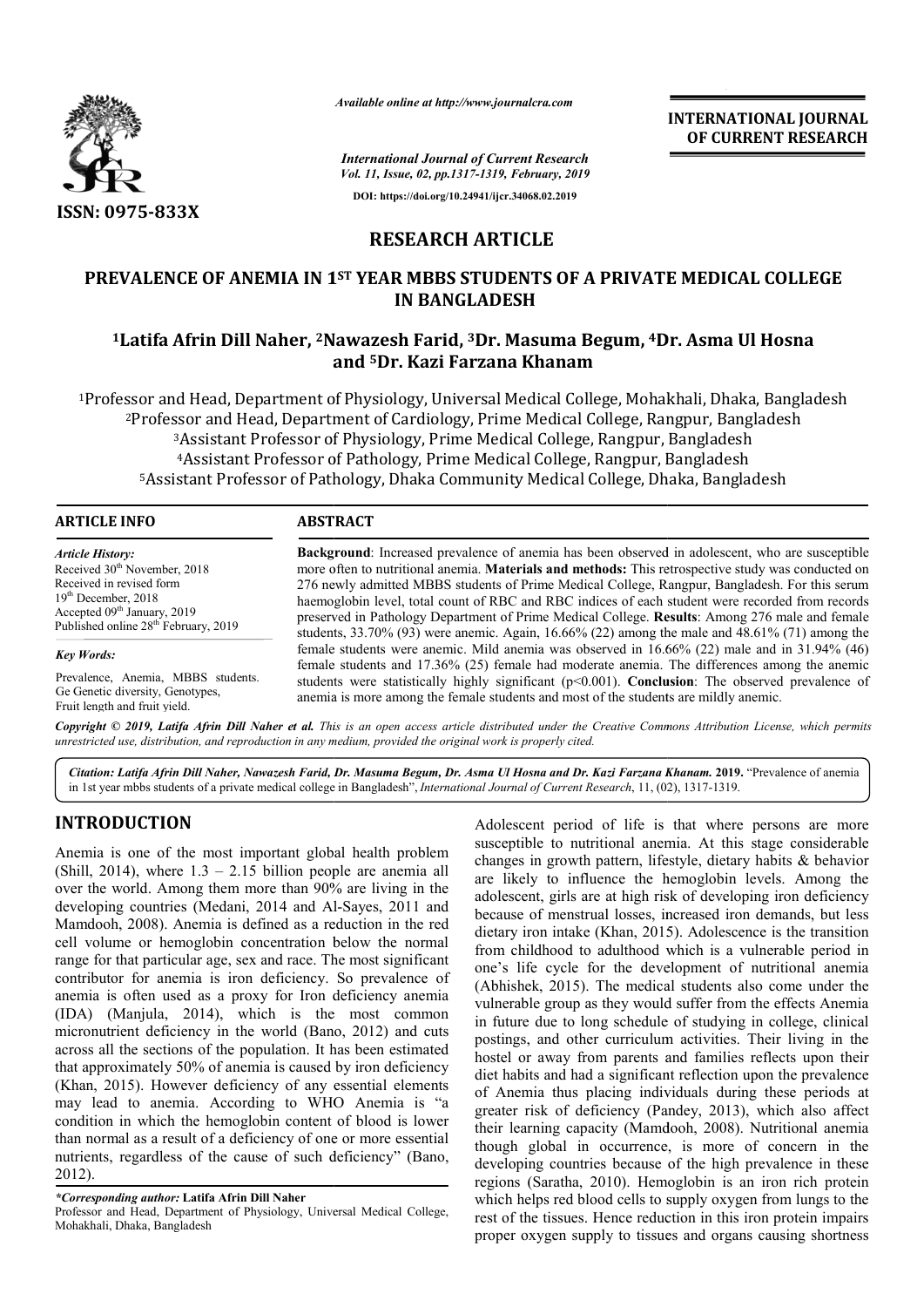**INTERNATIONAL JOURNAL OF CURRENT RESEARCH**

ISSN: 0975-833X

*Available online at http://www.journalcra.com*

*International Journal of Current Research*
*Vol. 11, Issue, 02, pp.1317-1319, February, 2019*

**DOI: https://doi.org/10.24941/ijcr.34068.02.2019**

# RESEARCH ARTICLE

## PREVALENCE OF ANEMIA IN 1ST YEAR MBBS STUDENTS OF A PRIVATE MEDICAL COLLEGE IN BANGLADESH

**[1]Latifa Afrin Dill Naher, [2]Nawazesh Farid, [3]Dr. Masuma Begum, [4]Dr. Asma Ul Hosna and [5]Dr. Kazi Farzana Khanam**

[1]Professor and Head, Department of Physiology, Universal Medical College, Mohakhali, Dhaka, Bangladesh
[2]Professor and Head, Department of Cardiology, Prime Medical College, Rangpur, Bangladesh
[3]Assistant Professor of Physiology, Prime Medical College, Rangpur, Bangladesh
[4]Assistant Professor of Pathology, Prime Medical College, Rangpur, Bangladesh
[5]Assistant Professor of Pathology, Dhaka Community Medical College, Dhaka, Bangladesh

### ARTICLE INFO

*Article History:*
Received 30th November, 2018
Received in revised form
19th December, 2018
Accepted 09th January, 2019
Published online 28th February, 2019

*Key Words:*
Prevalence, Anemia, MBBS students.
Ge Genetic diversity, Genotypes,
Fruit length and fruit yield.

### ABSTRACT

**Background**: Increased prevalence of anemia has been observed in adolescent, who are susceptible more often to nutritional anemia. **Materials and methods:** This retrospective study was conducted on 276 newly admitted MBBS students of Prime Medical College, Rangpur, Bangladesh. For this serum haemoglobin level, total count of RBC and RBC indices of each student were recorded from records preserved in Pathology Department of Prime Medical College. **Results**: Among 276 male and female students, 33.70% (93) were anemic. Again, 16.66% (22) among the male and 48.61% (71) among the female students were anemic. Mild anemia was observed in 16.66% (22) male and in 31.94% (46) female students and 17.36% (25) female had moderate anemia. The differences among the anemic students were statistically highly significant ($p<0.001$). **Conclusion**: The observed prevalence of anemia is more among the female students and most of the students are mildly anemic.

*Copyright © 2019, Latifa Afrin Dill Naher et al. This is an open access article distributed under the Creative Commons Attribution License, which permits unrestricted use, distribution, and reproduction in any medium, provided the original work is properly cited.*

*Citation: Latifa Afrin Dill Naher, Nawazesh Farid, Dr. Masuma Begum, Dr. Asma Ul Hosna and Dr. Kazi Farzana Khanam.* **2019.** "Prevalence of anemia in 1st year mbbs students of a private medical college in Bangladesh", *International Journal of Current Research*, 11, (02), 1317-1319.

## INTRODUCTION

Anemia is one of the most important global health problem (Shill, 2014), where 1.3 – 2.15 billion people are anemia all over the world. Among them more than 90% are living in the developing countries (Medani, 2014 and Al-Sayes, 2011 and Mamdooh, 2008). Anemia is defined as a reduction in the red cell volume or hemoglobin concentration below the normal range for that particular age, sex and race. The most significant contributor for anemia is iron deficiency. So prevalence of anemia is often used as a proxy for Iron deficiency anemia (IDA) (Manjula, 2014), which is the most common micronutrient deficiency in the world (Bano, 2012) and cuts across all the sections of the population. It has been estimated that approximately 50% of anemia is caused by iron deficiency (Khan, 2015). However deficiency of any essential elements may lead to anemia. According to WHO Anemia is "a condition in which the hemoglobin content of blood is lower than normal as a result of a deficiency of one or more essential nutrients, regardless of the cause of such deficiency" (Bano, 2012).

Adolescent period of life is that where persons are more susceptible to nutritional anemia. At this stage considerable changes in growth pattern, lifestyle, dietary habits & behavior are likely to influence the hemoglobin levels. Among the adolescent, girls are at high risk of developing iron deficiency because of menstrual losses, increased iron demands, but less dietary iron intake (Khan, 2015). Adolescence is the transition from childhood to adulthood which is a vulnerable period in one's life cycle for the development of nutritional anemia (Abhishek, 2015). The medical students also come under the vulnerable group as they would suffer from the effects Anemia in future due to long schedule of studying in college, clinical postings, and other curriculum activities. Their living in the hostel or away from parents and families reflects upon their diet habits and had a significant reflection upon the prevalence of Anemia thus placing individuals during these periods at greater risk of deficiency (Pandey, 2013), which also affect their learning capacity (Mamdooh, 2008). Nutritional anemia though global in occurrence, is more of concern in the developing countries because of the high prevalence in these regions (Saratha, 2010). Hemoglobin is an iron rich protein which helps red blood cells to supply oxygen from lungs to the rest of the tissues. Hence reduction in this iron protein impairs proper oxygen supply to tissues and organs causing shortness

*\*Corresponding author:* **Latifa Afrin Dill Naher**
Professor and Head, Department of Physiology, Universal Medical College, Mohakhali, Dhaka, Bangladesh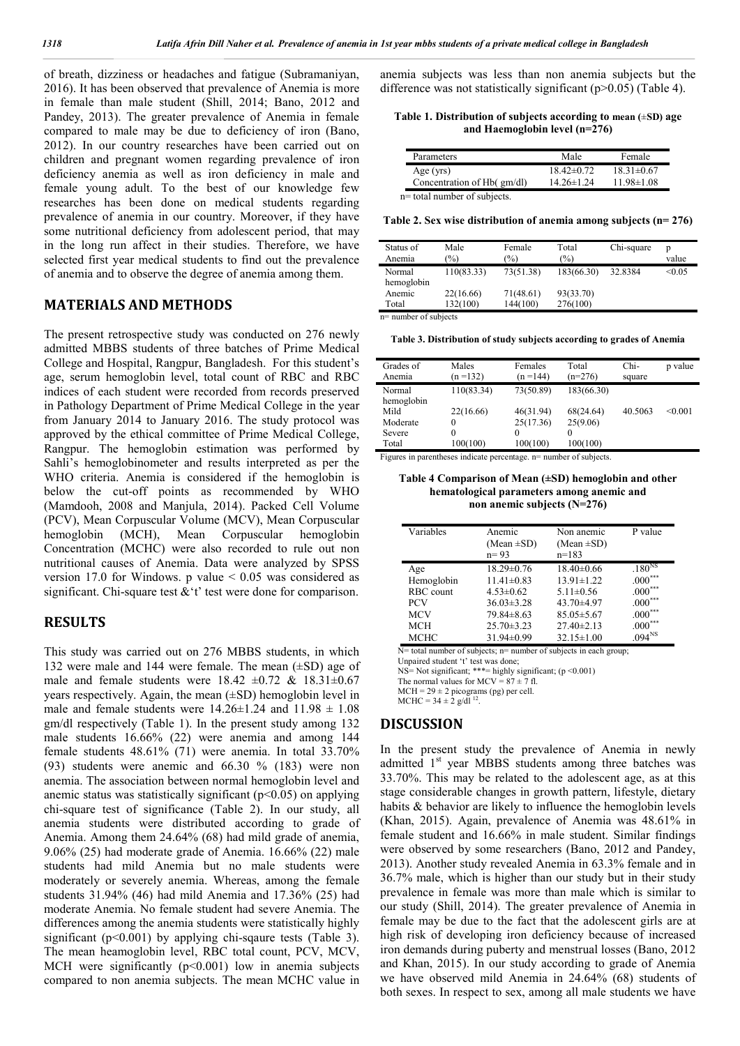of breath, dizziness or headaches and fatigue (Subramaniyan, 2016). It has been observed that prevalence of Anemia is more in female than male student (Shill, 2014; Bano, 2012 and Pandey, 2013). The greater prevalence of Anemia in female compared to male may be due to deficiency of iron (Bano, 2012). In our country researches have been carried out on children and pregnant women regarding prevalence of iron deficiency anemia as well as iron deficiency in male and female young adult. To the best of our knowledge few researches has been done on medical students regarding prevalence of anemia in our country. Moreover, if they have some nutritional deficiency from adolescent period, that may in the long run affect in their studies. Therefore, we have selected first year medical students to find out the prevalence of anemia and to observe the degree of anemia among them.

## MATERIALS AND METHODS

The present retrospective study was conducted on 276 newly admitted MBBS students of three batches of Prime Medical College and Hospital, Rangpur, Bangladesh. For this student's age, serum hemoglobin level, total count of RBC and RBC indices of each student were recorded from records preserved in Pathology Department of Prime Medical College in the year from January 2014 to January 2016. The study protocol was approved by the ethical committee of Prime Medical College, Rangpur. The hemoglobin estimation was performed by Sahli's hemoglobinometer and results interpreted as per the WHO criteria. Anemia is considered if the hemoglobin is below the cut-off points as recommended by WHO (Mamdooh, 2008 and Manjula, 2014). Packed Cell Volume (PCV), Mean Corpuscular Volume (MCV), Mean Corpuscular hemoglobin (MCH), Mean Corpuscular hemoglobin Concentration (MCHC) were also recorded to rule out non nutritional causes of Anemia. Data were analyzed by SPSS version 17.0 for Windows. p value < 0.05 was considered as significant. Chi-square test &'t' test were done for comparison.

## RESULTS

This study was carried out on 276 MBBS students, in which 132 were male and 144 were female. The mean (±SD) age of male and female students were 18.42 ±0.72 & 18.31±0.67 years respectively. Again, the mean (±SD) hemoglobin level in male and female students were 14.26±1.24 and 11.98 ± 1.08 gm/dl respectively (Table 1). In the present study among 132 male students 16.66% (22) were anemia and among 144 female students 48.61% (71) were anemia. In total 33.70% (93) students were anemic and 66.30 % (183) were non anemia. The association between normal hemoglobin level and anemic status was statistically significant (p<0.05) on applying chi-square test of significance (Table 2). In our study, all anemia students were distributed according to grade of Anemia. Among them 24.64% (68) had mild grade of anemia, 9.06% (25) had moderate grade of Anemia. 16.66% (22) male students had mild Anemia but no male students were moderately or severely anemia. Whereas, among the female students 31.94% (46) had mild Anemia and 17.36% (25) had moderate Anemia. No female student had severe Anemia. The differences among the anemia students were statistically highly significant (p<0.001) by applying chi-sqaure tests (Table 3). The mean heamoglobin level, RBC total count, PCV, MCV, MCH were significantly (p<0.001) low in anemia subjects compared to non anemia subjects. The mean MCHC value in anemia subjects was less than non anemia subjects but the difference was not statistically significant (p>0.05) (Table 4).

**Table 1. Distribution of subjects according to mean (±SD) age and Haemoglobin level (n=276)**

| Parameters | Male | Female |
|---|---|---|
| Age (yrs) | 18.42±0.72 | 18.31±0.67 |
| Concentration of Hb( gm/dl) | 14.26±1.24 | 11.98±1.08 |

n= total number of subjects.

**Table 2. Sex wise distribution of anemia among subjects (n= 276)**

| Status of Anemia | Male (%) | Female (%) | Total (%) | Chi-square | p value |
|---|---|---|---|---|---|
| Normal hemoglobin | 110(83.33) | 73(51.38) | 183(66.30) | 32.8384 | <0.05 |
| Anemic | 22(16.66) | 71(48.61) | 93(33.70) | | |
| Total | 132(100) | 144(100) | 276(100) | | |

n= number of subjects

**Table 3. Distribution of study subjects according to grades of Anemia**

| Grades of Anemia | Males (n =132) | Females (n =144) | Total (n=276) | Chi-square | p value |
|---|---|---|---|---|---|
| Normal hemoglobin | 110(83.34) | 73(50.89) | 183(66.30) | | |
| Mild | 22(16.66) | 46(31.94) | 68(24.64) | 40.5063 | <0.001 |
| Moderate | 0 | 25(17.36) | 25(9.06) | | |
| Severe | 0 | 0 | 0 | | |
| Total | 100(100) | 100(100) | 100(100) | | |

Figures in parentheses indicate percentage. n= number of subjects.

**Table 4 Comparison of Mean (±SD) hemoglobin and other hematological parameters among anemic and non anemic subjects (N=276)**

| Variables | Anemic (Mean ±SD) n= 93 | Non anemic (Mean ±SD) n=183 | P value |
|---|---|---|---|
| Age | 18.29±0.76 | 18.40±0.66 | .180[NS] |
| Hemoglobin | 11.41±0.83 | 13.91±1.22 | .000[***] |
| RBC count | 4.53±0.62 | 5.11±0.56 | .000[***] |
| PCV | 36.03±3.28 | 43.70±4.97 | .000[***] |
| MCV | 79.84±8.63 | 85.05±5.67 | .000[***] |
| MCH | 25.70±3.23 | 27.40±2.13 | .000[***] |
| MCHC | 31.94±0.99 | 32.15±1.00 | .094[NS] |

N= total number of subjects; n= number of subjects in each group;
Unpaired student 't' test was done;
NS= Not significant; ***= highly significant; (p <0.001)
The normal values for MCV = 87 ± 7 fl.
MCH = 29 ± 2 picograms (pg) per cell.
MCHC = 34 ± 2 g/dl [12].

## DISCUSSION

In the present study the prevalence of Anemia in newly admitted 1st year MBBS students among three batches was 33.70%. This may be related to the adolescent age, as at this stage considerable changes in growth pattern, lifestyle, dietary habits & behavior are likely to influence the hemoglobin levels (Khan, 2015). Again, prevalence of Anemia was 48.61% in female student and 16.66% in male student. Similar findings were observed by some researchers (Bano, 2012 and Pandey, 2013). Another study revealed Anemia in 63.3% female and in 36.7% male, which is higher than our study but in their study prevalence in female was more than male which is similar to our study (Shill, 2014). The greater prevalence of Anemia in female may be due to the fact that the adolescent girls are at high risk of developing iron deficiency because of increased iron demands during puberty and menstrual losses (Bano, 2012 and Khan, 2015). In our study according to grade of Anemia we have observed mild Anemia in 24.64% (68) students of both sexes. In respect to sex, among all male students we have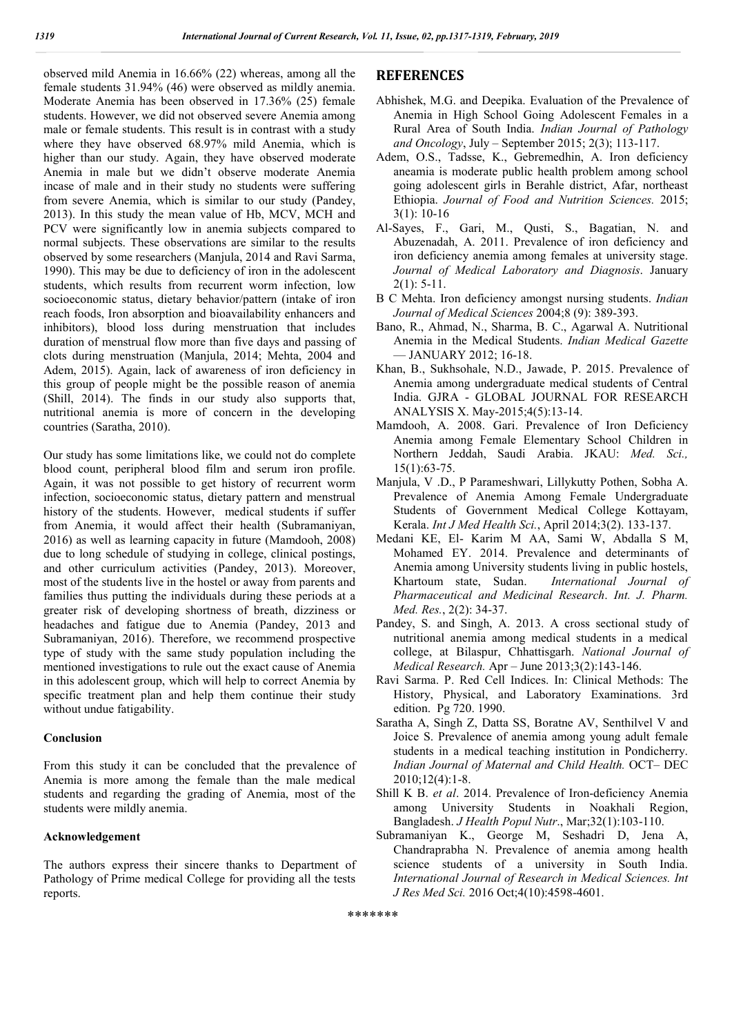observed mild Anemia in 16.66% (22) whereas, among all the female students 31.94% (46) were observed as mildly anemia. Moderate Anemia has been observed in 17.36% (25) female students. However, we did not observed severe Anemia among male or female students. This result is in contrast with a study where they have observed 68.97% mild Anemia, which is higher than our study. Again, they have observed moderate Anemia in male but we didn't observe moderate Anemia incase of male and in their study no students were suffering from severe Anemia, which is similar to our study (Pandey, 2013). In this study the mean value of Hb, MCV, MCH and PCV were significantly low in anemia subjects compared to normal subjects. These observations are similar to the results observed by some researchers (Manjula, 2014 and Ravi Sarma, 1990). This may be due to deficiency of iron in the adolescent students, which results from recurrent worm infection, low socioeconomic status, dietary behavior/pattern (intake of iron reach foods, Iron absorption and bioavailability enhancers and inhibitors), blood loss during menstruation that includes duration of menstrual flow more than five days and passing of clots during menstruation (Manjula, 2014; Mehta, 2004 and Adem, 2015). Again, lack of awareness of iron deficiency in this group of people might be the possible reason of anemia (Shill, 2014). The finds in our study also supports that, nutritional anemia is more of concern in the developing countries (Saratha, 2010).

Our study has some limitations like, we could not do complete blood count, peripheral blood film and serum iron profile. Again, it was not possible to get history of recurrent worm infection, socioeconomic status, dietary pattern and menstrual history of the students. However, medical students if suffer from Anemia, it would affect their health (Subramaniyan, 2016) as well as learning capacity in future (Mamdooh, 2008) due to long schedule of studying in college, clinical postings, and other curriculum activities (Pandey, 2013). Moreover, most of the students live in the hostel or away from parents and families thus putting the individuals during these periods at a greater risk of developing shortness of breath, dizziness or headaches and fatigue due to Anemia (Pandey, 2013 and Subramaniyan, 2016). Therefore, we recommend prospective type of study with the same study population including the mentioned investigations to rule out the exact cause of Anemia in this adolescent group, which will help to correct Anemia by specific treatment plan and help them continue their study without undue fatigability.

### Conclusion

From this study it can be concluded that the prevalence of Anemia is more among the female than the male medical students and regarding the grading of Anemia, most of the students were mildly anemia.

### Acknowledgement

The authors express their sincere thanks to Department of Pathology of Prime medical College for providing all the tests reports.

## REFERENCES

Abhishek, M.G. and Deepika. Evaluation of the Prevalence of Anemia in High School Going Adolescent Females in a Rural Area of South India. *Indian Journal of Pathology and Oncology*, July – September 2015; 2(3); 113-117.

Adem, O.S., Tadsse, K., Gebremedhin, A. Iron deficiency aneamia is moderate public health problem among school going adolescent girls in Berahle district, Afar, northeast Ethiopia. *Journal of Food and Nutrition Sciences.* 2015; 3(1): 10-16

Al-Sayes, F., Gari, M., Qusti, S., Bagatian, N. and Abuzenadah, A. 2011. Prevalence of iron deficiency and iron deficiency anemia among females at university stage. *Journal of Medical Laboratory and Diagnosis*. January 2(1): 5-11.

B C Mehta. Iron deficiency amongst nursing students. *Indian Journal of Medical Sciences* 2004;8 (9): 389-393.

Bano, R., Ahmad, N., Sharma, B. C., Agarwal A. Nutritional Anemia in the Medical Students. *Indian Medical Gazette* — JANUARY 2012; 16-18.

Khan, B., Sukhsohale, N.D., Jawade, P. 2015. Prevalence of Anemia among undergraduate medical students of Central India. GJRA - GLOBAL JOURNAL FOR RESEARCH ANALYSIS X. May-2015;4(5):13-14.

Mamdooh, A. 2008. Gari. Prevalence of Iron Deficiency Anemia among Female Elementary School Children in Northern Jeddah, Saudi Arabia. JKAU: *Med. Sci.,* 15(1):63-75.

Manjula, V .D., P Parameshwari, Lillykutty Pothen, Sobha A. Prevalence of Anemia Among Female Undergraduate Students of Government Medical College Kottayam, Kerala. *Int J Med Health Sci.*, April 2014;3(2). 133-137.

Medani KE, El- Karim M AA, Sami W, Abdalla S M, Mohamed EY. 2014. Prevalence and determinants of Anemia among University students living in public hostels, Khartoum state, Sudan. *International Journal of Pharmaceutical and Medicinal Research*. *Int. J. Pharm. Med. Res.*, 2(2): 34-37.

Pandey, S. and Singh, A. 2013. A cross sectional study of nutritional anemia among medical students in a medical college, at Bilaspur, Chhattisgarh. *National Journal of Medical Research.* Apr – June 2013;3(2):143-146.

Ravi Sarma. P. Red Cell Indices. In: Clinical Methods: The History, Physical, and Laboratory Examinations. 3rd edition. Pg 720. 1990.

Saratha A, Singh Z, Datta SS, Boratne AV, Senthilvel V and Joice S. Prevalence of anemia among young adult female students in a medical teaching institution in Pondicherry. *Indian Journal of Maternal and Child Health.* OCT– DEC 2010;12(4):1-8.

Shill K B. *et al*. 2014. Prevalence of Iron-deficiency Anemia among University Students in Noakhali Region, Bangladesh. *J Health Popul Nutr*., Mar;32(1):103-110.

Subramaniyan K., George M, Seshadri D, Jena A, Chandraprabha N. Prevalence of anemia among health science students of a university in South India. *International Journal of Research in Medical Sciences. Int J Res Med Sci.* 2016 Oct;4(10):4598-4601.

*******